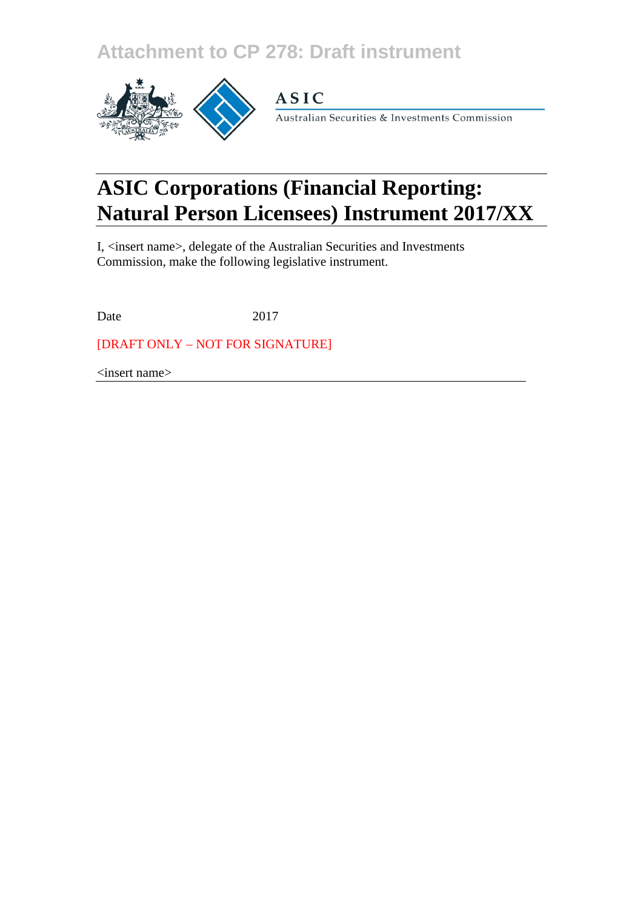Attachment to CP 278: Draft instrument

ASIC

Australian Securities & Investments Commission

# ASIC Corporations (Financial Reporting: Natural Person Licensees) Instrument 2017/XX

I, <insert name>, delegate of the Australian Securities and Investments Commission, make the following legislative instrument.

Date 2017

[DRAFT ONLY – NOT FOR SIGNATURE]

<insert name>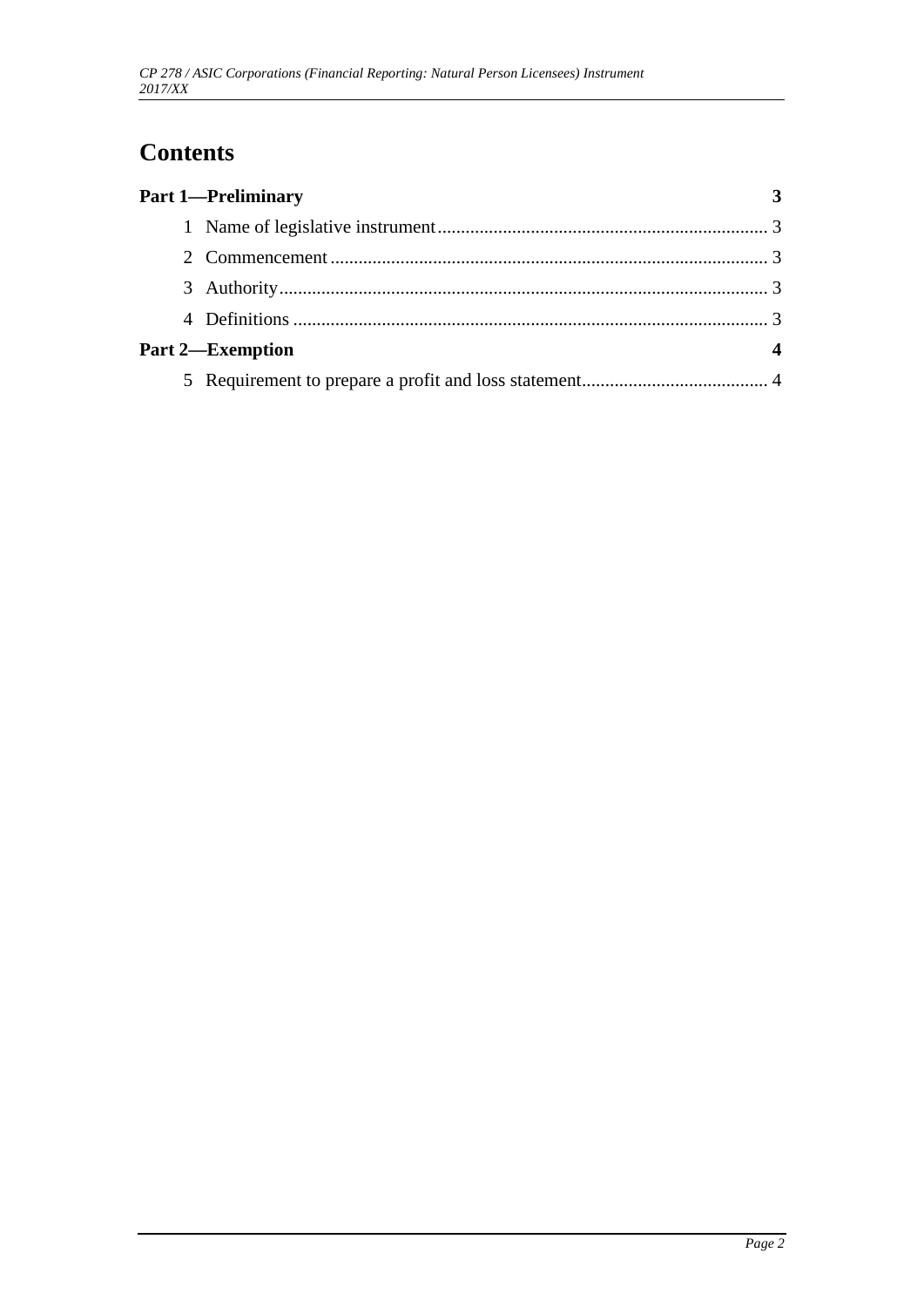# Contents

**Part 1—Preliminary** **3**

1 Name of legislative instrument 3

2 Commencement 3

3 Authority 3

4 Definitions 3

**Part 2—Exemption** **4**

5 Requirement to prepare a profit and loss statement 4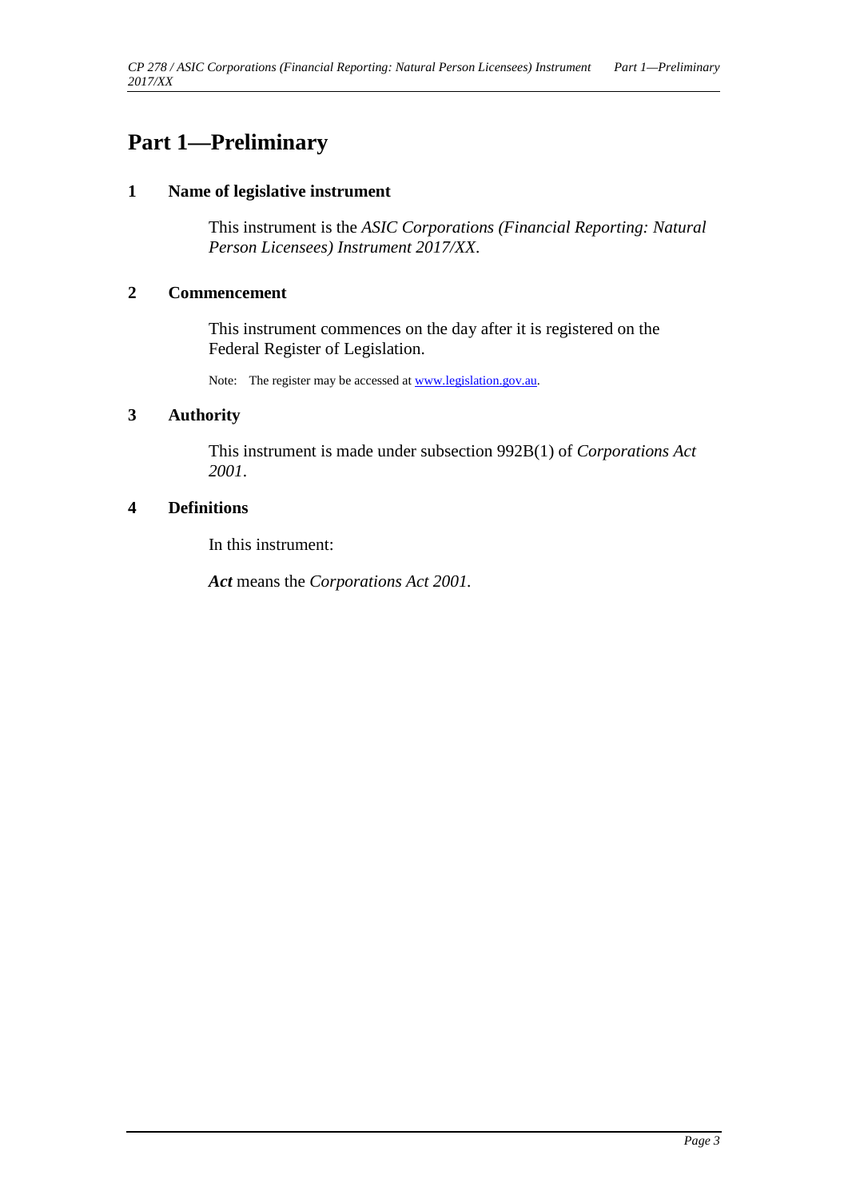# Part 1—Preliminary

## 1 Name of legislative instrument

This instrument is the *ASIC Corporations (Financial Reporting: Natural Person Licensees) Instrument 2017/XX*.

## 2 Commencement

This instrument commences on the day after it is registered on the Federal Register of Legislation.

Note: The register may be accessed at [www.legislation.gov.au](http://www.legislation.gov.au).

## 3 Authority

This instrument is made under subsection 992B(1) of *Corporations Act 2001*.

## 4 Definitions

In this instrument:

***Act*** means the *Corporations Act 2001*.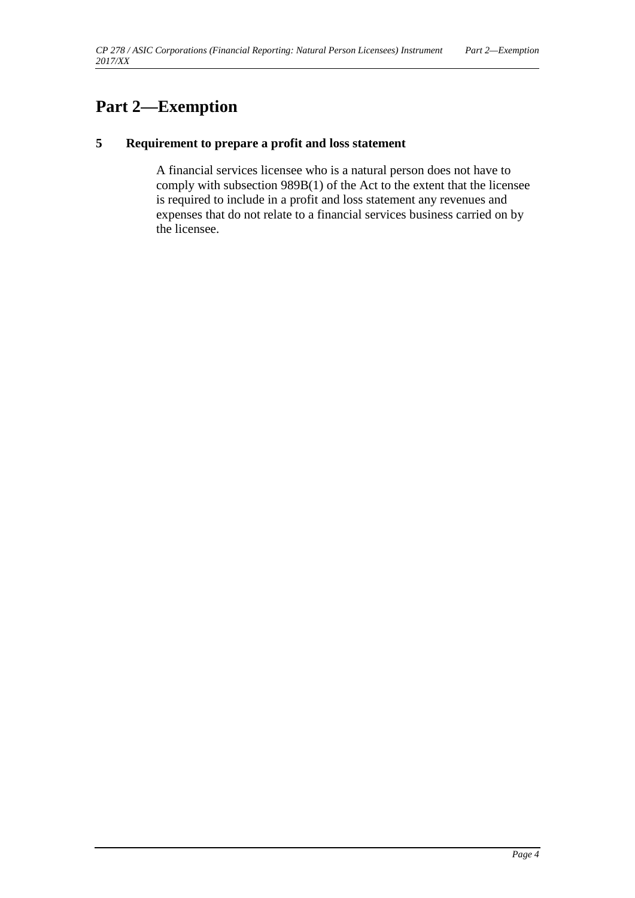# Part 2—Exemption

## 5 Requirement to prepare a profit and loss statement

A financial services licensee who is a natural person does not have to comply with subsection 989B(1) of the Act to the extent that the licensee is required to include in a profit and loss statement any revenues and expenses that do not relate to a financial services business carried on by the licensee.